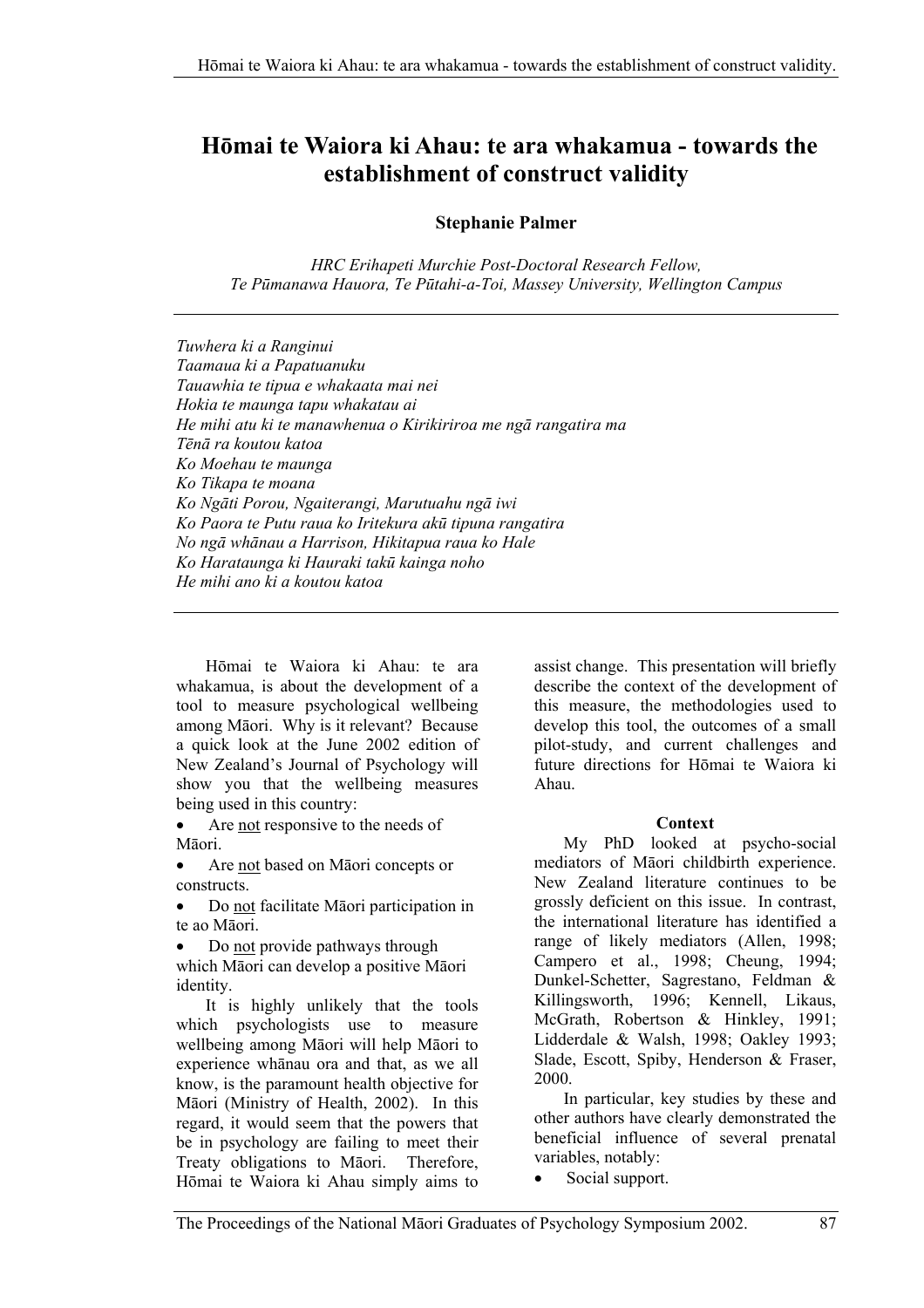# Hōmai te Waiora ki Ahau: te ara whakamua - towards the establishment of construct validity

**Stephanie Palmer**

*HRC Erihapeti Murchie Post-Doctoral Research Fellow,*
*Te Pūmanawa Hauora, Te Pūtahi-a-Toi, Massey University, Wellington Campus*

---

*Tuwhera ki a Ranginui*
*Taamaua ki a Papatuanuku*
*Tauawhia te tipua e whakaata mai nei*
*Hokia te maunga tapu whakatau ai*
*He mihi atu ki te manawhenua o Kirikiriroa me ngā rangatira ma*
*Tēnā ra koutou katoa*
*Ko Moehau te maunga*
*Ko Tikapa te moana*
*Ko Ngāti Porou, Ngaiterangi, Marutuahu ngā iwi*
*Ko Paora te Putu raua ko Iritekura akū tipuna rangatira*
*No ngā whānau a Harrison, Hikitapua raua ko Hale*
*Ko Harataunga ki Hauraki takū kainga noho*
*He mihi ano ki a koutou katoa*

---

Hōmai te Waiora ki Ahau: te ara whakamua, is about the development of a tool to measure psychological wellbeing among Māori. Why is it relevant? Because a quick look at the June 2002 edition of New Zealand's Journal of Psychology will show you that the wellbeing measures being used in this country:

- Are not responsive to the needs of Māori.
- Are not based on Māori concepts or constructs.
- Do not facilitate Māori participation in te ao Māori.
- Do not provide pathways through which Māori can develop a positive Māori identity.

It is highly unlikely that the tools which psychologists use to measure wellbeing among Māori will help Māori to experience whānau ora and that, as we all know, is the paramount health objective for Māori (Ministry of Health, 2002). In this regard, it would seem that the powers that be in psychology are failing to meet their Treaty obligations to Māori. Therefore, Hōmai te Waiora ki Ahau simply aims to assist change. This presentation will briefly describe the context of the development of this measure, the methodologies used to develop this tool, the outcomes of a small pilot-study, and current challenges and future directions for Hōmai te Waiora ki Ahau.

## Context

My PhD looked at psycho-social mediators of Māori childbirth experience. New Zealand literature continues to be grossly deficient on this issue. In contrast, the international literature has identified a range of likely mediators (Allen, 1998; Campero et al., 1998; Cheung, 1994; Dunkel-Schetter, Sagrestano, Feldman & Killingsworth, 1996; Kennell, Likaus, McGrath, Robertson & Hinkley, 1991; Lidderdale & Walsh, 1998; Oakley 1993; Slade, Escott, Spiby, Henderson & Fraser, 2000.

In particular, key studies by these and other authors have clearly demonstrated the beneficial influence of several prenatal variables, notably:

- Social support.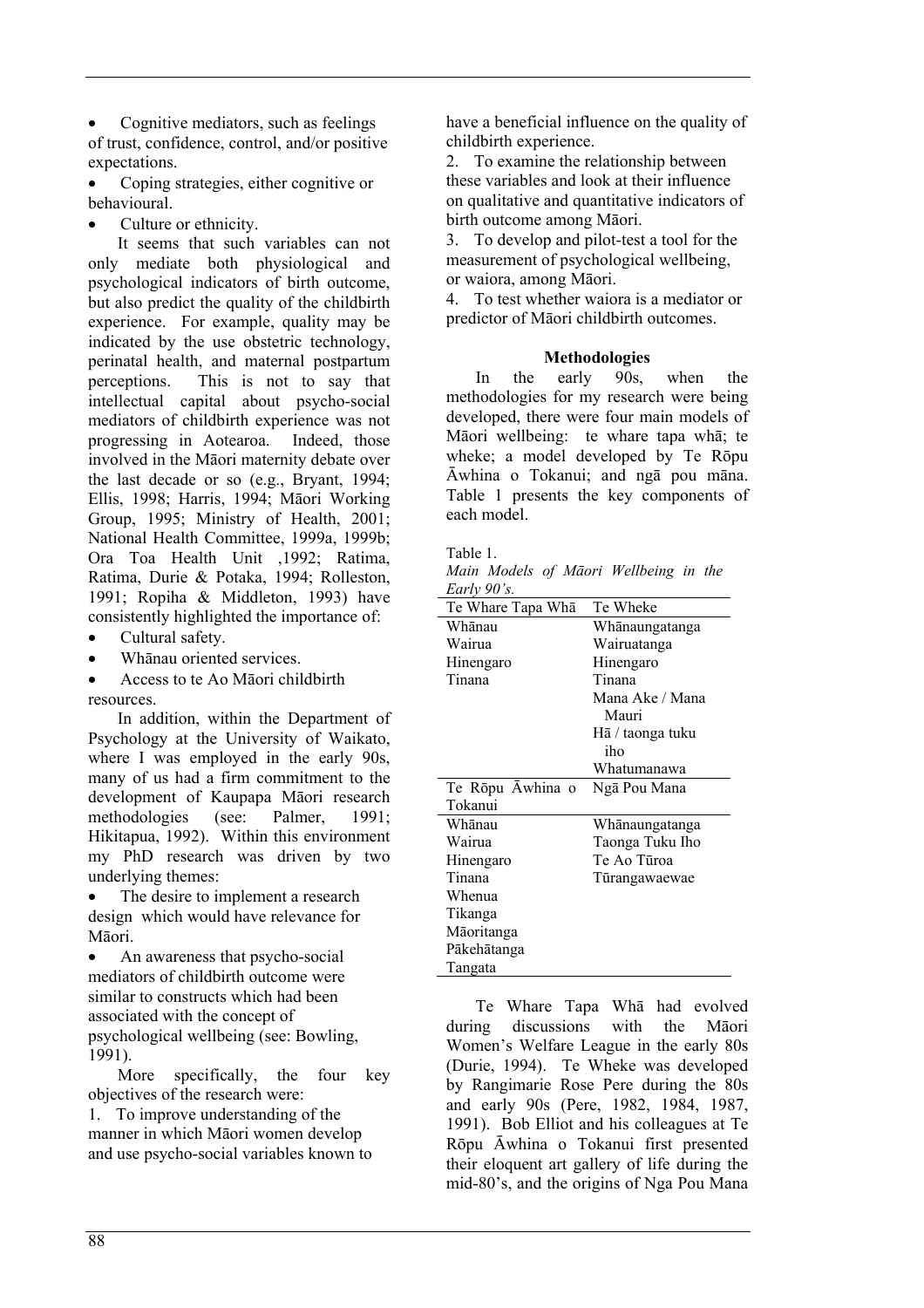- Cognitive mediators, such as feelings of trust, confidence, control, and/or positive expectations.
- Coping strategies, either cognitive or behavioural.
- Culture or ethnicity.

It seems that such variables can not only mediate both physiological and psychological indicators of birth outcome, but also predict the quality of the childbirth experience. For example, quality may be indicated by the use obstetric technology, perinatal health, and maternal postpartum perceptions. This is not to say that intellectual capital about psycho-social mediators of childbirth experience was not progressing in Aotearoa. Indeed, those involved in the Māori maternity debate over the last decade or so (e.g., Bryant, 1994; Ellis, 1998; Harris, 1994; Māori Working Group, 1995; Ministry of Health, 2001; National Health Committee, 1999a, 1999b; Ora Toa Health Unit ,1992; Ratima, Ratima, Durie & Potaka, 1994; Rolleston, 1991; Ropiha & Middleton, 1993) have consistently highlighted the importance of:

- Cultural safety.
- Whānau oriented services.
- Access to te Ao Māori childbirth resources.

In addition, within the Department of Psychology at the University of Waikato, where I was employed in the early 90s, many of us had a firm commitment to the development of Kaupapa Māori research methodologies (see: Palmer, 1991; Hikitapua, 1992). Within this environment my PhD research was driven by two underlying themes:

- The desire to implement a research design which would have relevance for Māori.
- An awareness that psycho-social mediators of childbirth outcome were similar to constructs which had been associated with the concept of psychological wellbeing (see: Bowling, 1991).

More specifically, the four key objectives of the research were:

1. To improve understanding of the manner in which Māori women develop and use psycho-social variables known to have a beneficial influence on the quality of childbirth experience.
2. To examine the relationship between these variables and look at their influence on qualitative and quantitative indicators of birth outcome among Māori.
3. To develop and pilot-test a tool for the measurement of psychological wellbeing, or waiora, among Māori.
4. To test whether waiora is a mediator or predictor of Māori childbirth outcomes.

## Methodologies

In the early 90s, when the methodologies for my research were being developed, there were four main models of Māori wellbeing: te whare tapa whā; te wheke; a model developed by Te Rōpu Āwhina o Tokanui; and ngā pou māna. Table 1 presents the key components of each model.

Table 1.
*Main Models of Māori Wellbeing in the Early 90's.*

| Te Whare Tapa Whā | Te Wheke |
|---|---|
| Whānau | Whānaungatanga |
| Wairua | Wairuatanga |
| Hinengaro | Hinengaro |
| Tinana | Tinana |
| | Mana Ake / Mana Mauri |
| | Hā / taonga tuku iho |
| | Whatumanawa |
| **Te Rōpu Āwhina o Tokanui** | **Ngā Pou Mana** |
| Whānau | Whānaungatanga |
| Wairua | Taonga Tuku Iho |
| Hinengaro | Te Ao Tūroa |
| Tinana | Tūrangawaewae |
| Whenua | |
| Tikanga | |
| Māoritanga | |
| Pākehātanga | |
| Tangata | |

Te Whare Tapa Whā had evolved during discussions with the Māori Women's Welfare League in the early 80s (Durie, 1994). Te Wheke was developed by Rangimarie Rose Pere during the 80s and early 90s (Pere, 1982, 1984, 1987, 1991). Bob Elliot and his colleagues at Te Rōpu Āwhina o Tokanui first presented their eloquent art gallery of life during the mid-80's, and the origins of Nga Pou Mana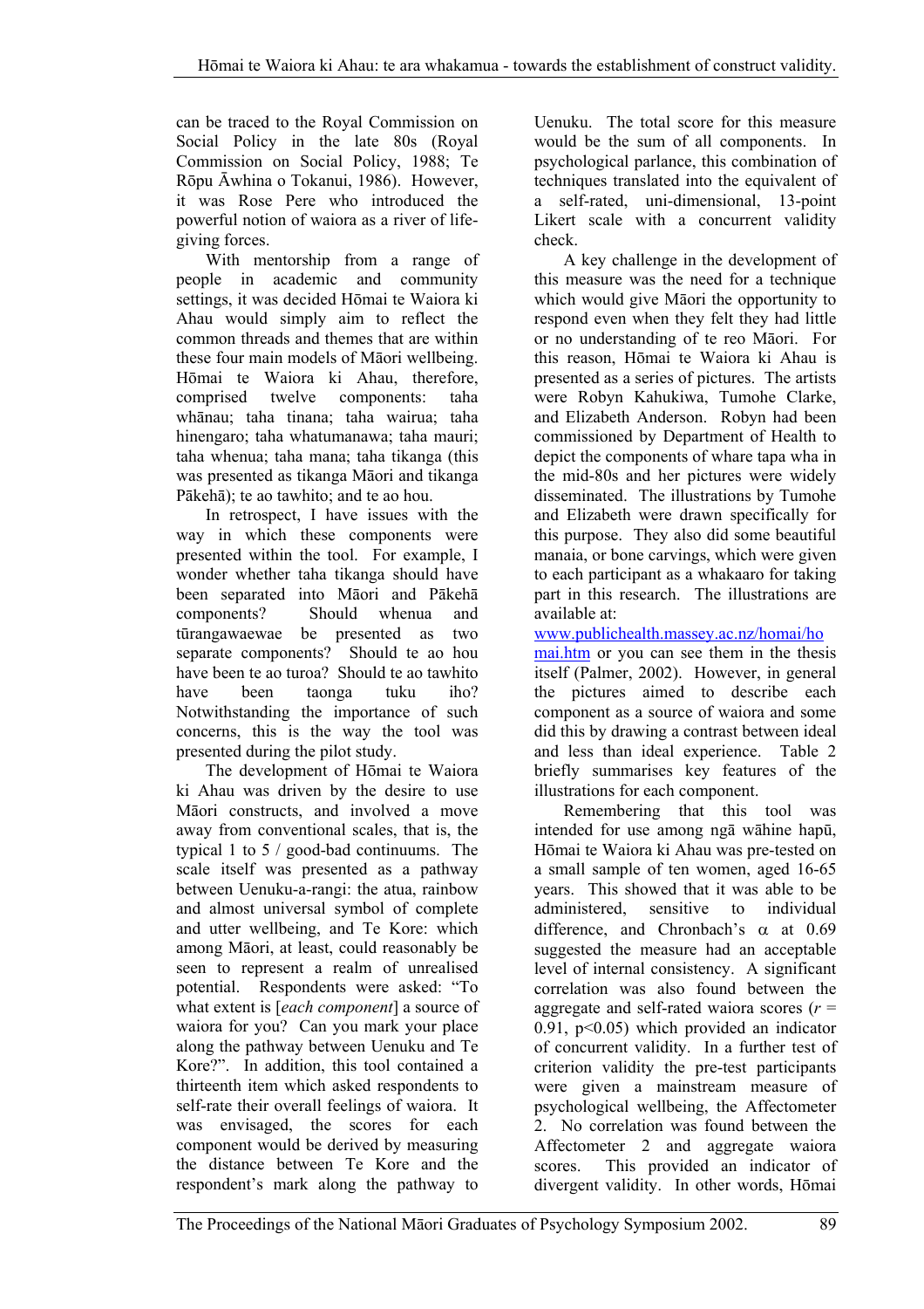can be traced to the Royal Commission on Social Policy in the late 80s (Royal Commission on Social Policy, 1988; Te Rōpu Āwhina o Tokanui, 1986). However, it was Rose Pere who introduced the powerful notion of waiora as a river of life-giving forces.

With mentorship from a range of people in academic and community settings, it was decided Hōmai te Waiora ki Ahau would simply aim to reflect the common threads and themes that are within these four main models of Māori wellbeing. Hōmai te Waiora ki Ahau, therefore, comprised twelve components: taha whānau; taha tinana; taha wairua; taha hinengaro; taha whatumanawa; taha mauri; taha whenua; taha mana; taha tikanga (this was presented as tikanga Māori and tikanga Pākehā); te ao tawhito; and te ao hou.

In retrospect, I have issues with the way in which these components were presented within the tool. For example, I wonder whether taha tikanga should have been separated into Māori and Pākehā components? Should whenua and tūrangawaewae be presented as two separate components? Should te ao hou have been te ao turoa? Should te ao tawhito have been taonga tuku iho? Notwithstanding the importance of such concerns, this is the way the tool was presented during the pilot study.

The development of Hōmai te Waiora ki Ahau was driven by the desire to use Māori constructs, and involved a move away from conventional scales, that is, the typical 1 to 5 / good-bad continuums. The scale itself was presented as a pathway between Uenuku-a-rangi: the atua, rainbow and almost universal symbol of complete and utter wellbeing, and Te Kore: which among Māori, at least, could reasonably be seen to represent a realm of unrealised potential. Respondents were asked: "To what extent is [*each component*] a source of waiora for you? Can you mark your place along the pathway between Uenuku and Te Kore?". In addition, this tool contained a thirteenth item which asked respondents to self-rate their overall feelings of waiora. It was envisaged, the scores for each component would be derived by measuring the distance between Te Kore and the respondent's mark along the pathway to Uenuku. The total score for this measure would be the sum of all components. In psychological parlance, this combination of techniques translated into the equivalent of a self-rated, uni-dimensional, 13-point Likert scale with a concurrent validity check.

A key challenge in the development of this measure was the need for a technique which would give Māori the opportunity to respond even when they felt they had little or no understanding of te reo Māori. For this reason, Hōmai te Waiora ki Ahau is presented as a series of pictures. The artists were Robyn Kahukiwa, Tumohe Clarke, and Elizabeth Anderson. Robyn had been commissioned by Department of Health to depict the components of whare tapa wha in the mid-80s and her pictures were widely disseminated. The illustrations by Tumohe and Elizabeth were drawn specifically for this purpose. They also did some beautiful manaia, or bone carvings, which were given to each participant as a whakaaro for taking part in this research. The illustrations are available at: [www.publichealth.massey.ac.nz/homai/homai.htm](www.publichealth.massey.ac.nz/homai/homai.htm) or you can see them in the thesis itself (Palmer, 2002). However, in general the pictures aimed to describe each component as a source of waiora and some did this by drawing a contrast between ideal and less than ideal experience. Table 2 briefly summarises key features of the illustrations for each component.

Remembering that this tool was intended for use among ngā wāhine hapū, Hōmai te Waiora ki Ahau was pre-tested on a small sample of ten women, aged 16-65 years. This showed that it was able to be administered, sensitive to individual difference, and Chronbach's $\alpha$ at 0.69 suggested the measure had an acceptable level of internal consistency. A significant correlation was also found between the aggregate and self-rated waiora scores ($r$ = 0.91, $p<0.05$) which provided an indicator of concurrent validity. In a further test of criterion validity the pre-test participants were given a mainstream measure of psychological wellbeing, the Affectometer 2. No correlation was found between the Affectometer 2 and aggregate waiora scores. This provided an indicator of divergent validity. In other words, Hōmai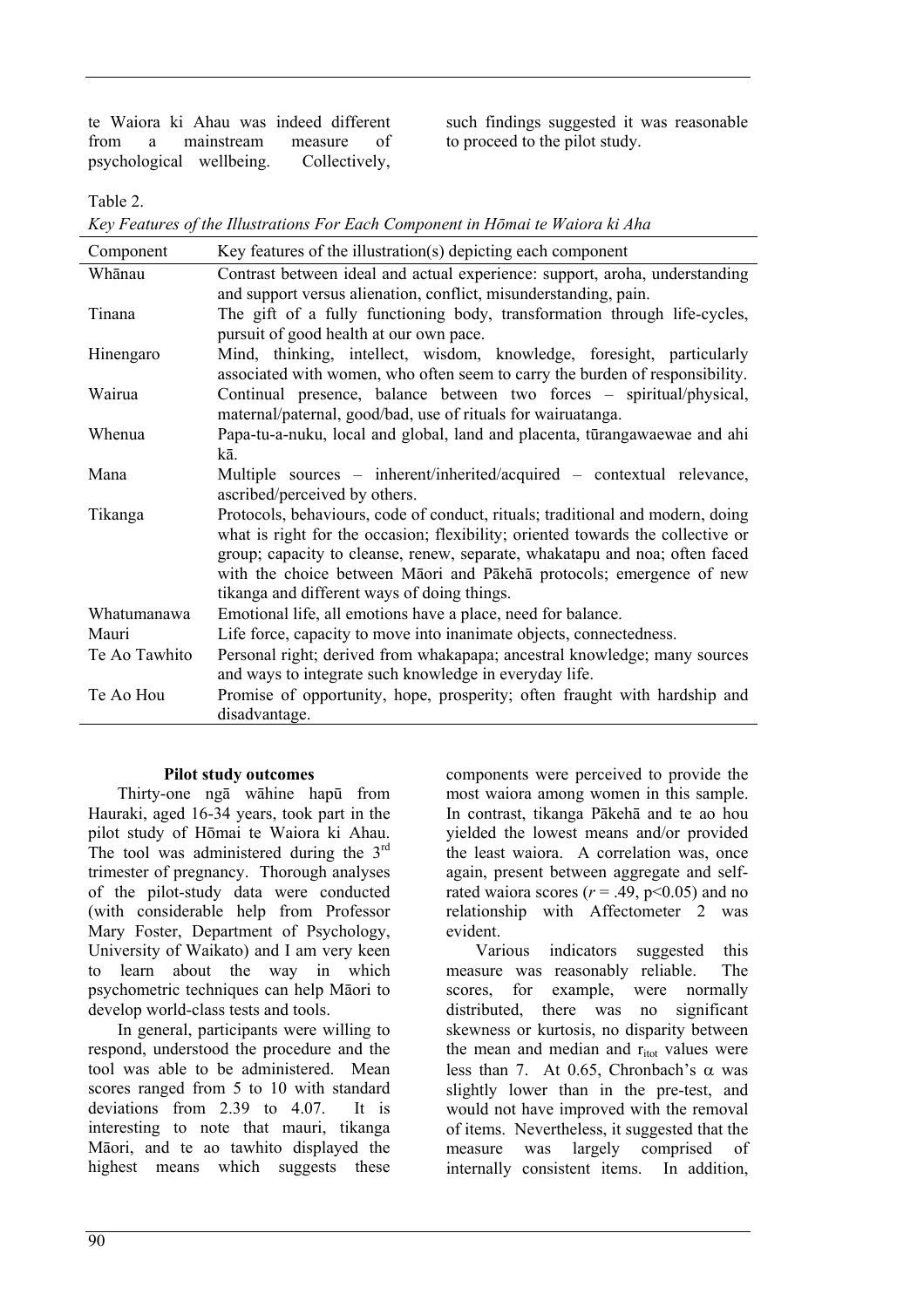te Waiora ki Ahau was indeed different from a mainstream measure of psychological wellbeing. Collectively, such findings suggested it was reasonable to proceed to the pilot study.

Table 2.

*Key Features of the Illustrations For Each Component in Hōmai te Waiora ki Aha*

| Component | Key features of the illustration(s) depicting each component |
|---|---|
| Whānau | Contrast between ideal and actual experience: support, aroha, understanding and support versus alienation, conflict, misunderstanding, pain. |
| Tinana | The gift of a fully functioning body, transformation through life-cycles, pursuit of good health at our own pace. |
| Hinengaro | Mind, thinking, intellect, wisdom, knowledge, foresight, particularly associated with women, who often seem to carry the burden of responsibility. |
| Wairua | Continual presence, balance between two forces – spiritual/physical, maternal/paternal, good/bad, use of rituals for wairuatanga. |
| Whenua | Papa-tu-a-nuku, local and global, land and placenta, tūrangawaewae and ahi kā. |
| Mana | Multiple sources – inherent/inherited/acquired – contextual relevance, ascribed/perceived by others. |
| Tikanga | Protocols, behaviours, code of conduct, rituals; traditional and modern, doing what is right for the occasion; flexibility; oriented towards the collective or group; capacity to cleanse, renew, separate, whakatapu and noa; often faced with the choice between Māori and Pākehā protocols; emergence of new tikanga and different ways of doing things. |
| Whatumanawa | Emotional life, all emotions have a place, need for balance. |
| Mauri | Life force, capacity to move into inanimate objects, connectedness. |
| Te Ao Tawhito | Personal right; derived from whakapapa; ancestral knowledge; many sources and ways to integrate such knowledge in everyday life. |
| Te Ao Hou | Promise of opportunity, hope, prosperity; often fraught with hardship and disadvantage. |

**Pilot study outcomes**

Thirty-one ngā wāhine hapū from Hauraki, aged 16-34 years, took part in the pilot study of Hōmai te Waiora ki Ahau. The tool was administered during the 3rd trimester of pregnancy. Thorough analyses of the pilot-study data were conducted (with considerable help from Professor Mary Foster, Department of Psychology, University of Waikato) and I am very keen to learn about the way in which psychometric techniques can help Māori to develop world-class tests and tools.

In general, participants were willing to respond, understood the procedure and the tool was able to be administered. Mean scores ranged from 5 to 10 with standard deviations from 2.39 to 4.07. It is interesting to note that mauri, tikanga Māori, and te ao tawhito displayed the highest means which suggests these components were perceived to provide the most waiora among women in this sample. In contrast, tikanga Pākehā and te ao hou yielded the lowest means and/or provided the least waiora. A correlation was, once again, present between aggregate and self-rated waiora scores ($r = .49$, $p<0.05$) and no relationship with Affectometer 2 was evident.

Various indicators suggested this measure was reasonably reliable. The scores, for example, were normally distributed, there was no significant skewness or kurtosis, no disparity between the mean and median and $r_{itot}$ values were less than 7. At 0.65, Chronbach's $\alpha$ was slightly lower than in the pre-test, and would not have improved with the removal of items. Nevertheless, it suggested that the measure was largely comprised of internally consistent items. In addition,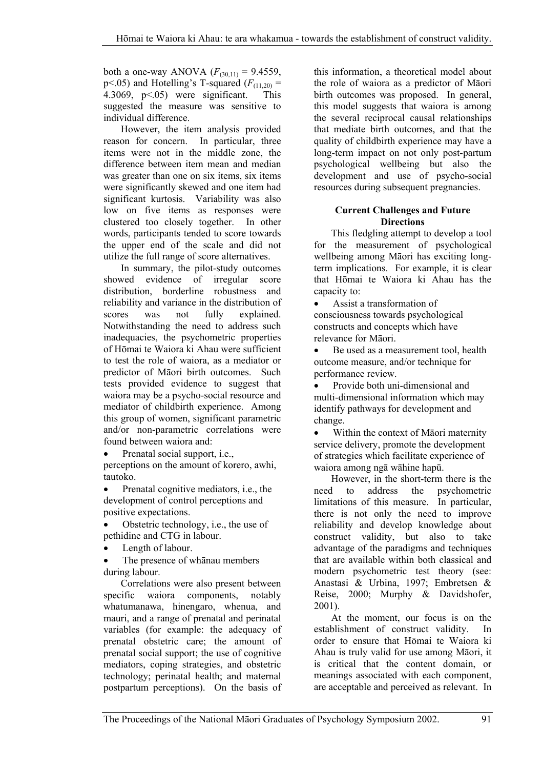both a one-way ANOVA ($F_{(30,11)} = 9.4559$, $p<.05$) and Hotelling's T-squared ($F_{(11,20)} = 4.3069$, $p<.05$) were significant. This suggested the measure was sensitive to individual difference.

However, the item analysis provided reason for concern. In particular, three items were not in the middle zone, the difference between item mean and median was greater than one on six items, six items were significantly skewed and one item had significant kurtosis. Variability was also low on five items as responses were clustered too closely together. In other words, participants tended to score towards the upper end of the scale and did not utilize the full range of score alternatives.

In summary, the pilot-study outcomes showed evidence of irregular score distribution, borderline robustness and reliability and variance in the distribution of scores was not fully explained. Notwithstanding the need to address such inadequacies, the psychometric properties of Hōmai te Waiora ki Ahau were sufficient to test the role of waiora, as a mediator or predictor of Māori birth outcomes. Such tests provided evidence to suggest that waiora may be a psycho-social resource and mediator of childbirth experience. Among this group of women, significant parametric and/or non-parametric correlations were found between waiora and:

- Prenatal social support, i.e., perceptions on the amount of korero, awhi, tautoko.
- Prenatal cognitive mediators, i.e., the development of control perceptions and positive expectations.
- Obstetric technology, i.e., the use of pethidine and CTG in labour.
- Length of labour.
- The presence of whānau members during labour.

Correlations were also present between specific waiora components, notably whatumanawa, hinengaro, whenua, and mauri, and a range of prenatal and perinatal variables (for example: the adequacy of prenatal obstetric care; the amount of prenatal social support; the use of cognitive mediators, coping strategies, and obstetric technology; perinatal health; and maternal postpartum perceptions). On the basis of this information, a theoretical model about the role of waiora as a predictor of Māori birth outcomes was proposed. In general, this model suggests that waiora is among the several reciprocal causal relationships that mediate birth outcomes, and that the quality of childbirth experience may have a long-term impact on not only post-partum psychological wellbeing but also the development and use of psycho-social resources during subsequent pregnancies.

## Current Challenges and Future Directions

This fledgling attempt to develop a tool for the measurement of psychological wellbeing among Māori has exciting long-term implications. For example, it is clear that Hōmai te Waiora ki Ahau has the capacity to:

- Assist a transformation of consciousness towards psychological constructs and concepts which have relevance for Māori.
- Be used as a measurement tool, health outcome measure, and/or technique for performance review.
- Provide both uni-dimensional and multi-dimensional information which may identify pathways for development and change.
- Within the context of Māori maternity service delivery, promote the development of strategies which facilitate experience of waiora among ngā wāhine hapū.

However, in the short-term there is the need to address the psychometric limitations of this measure. In particular, there is not only the need to improve reliability and develop knowledge about construct validity, but also to take advantage of the paradigms and techniques that are available within both classical and modern psychometric test theory (see: Anastasi & Urbina, 1997; Embretsen & Reise, 2000; Murphy & Davidshofer, 2001).

At the moment, our focus is on the establishment of construct validity. In order to ensure that Hōmai te Waiora ki Ahau is truly valid for use among Māori, it is critical that the content domain, or meanings associated with each component, are acceptable and perceived as relevant. In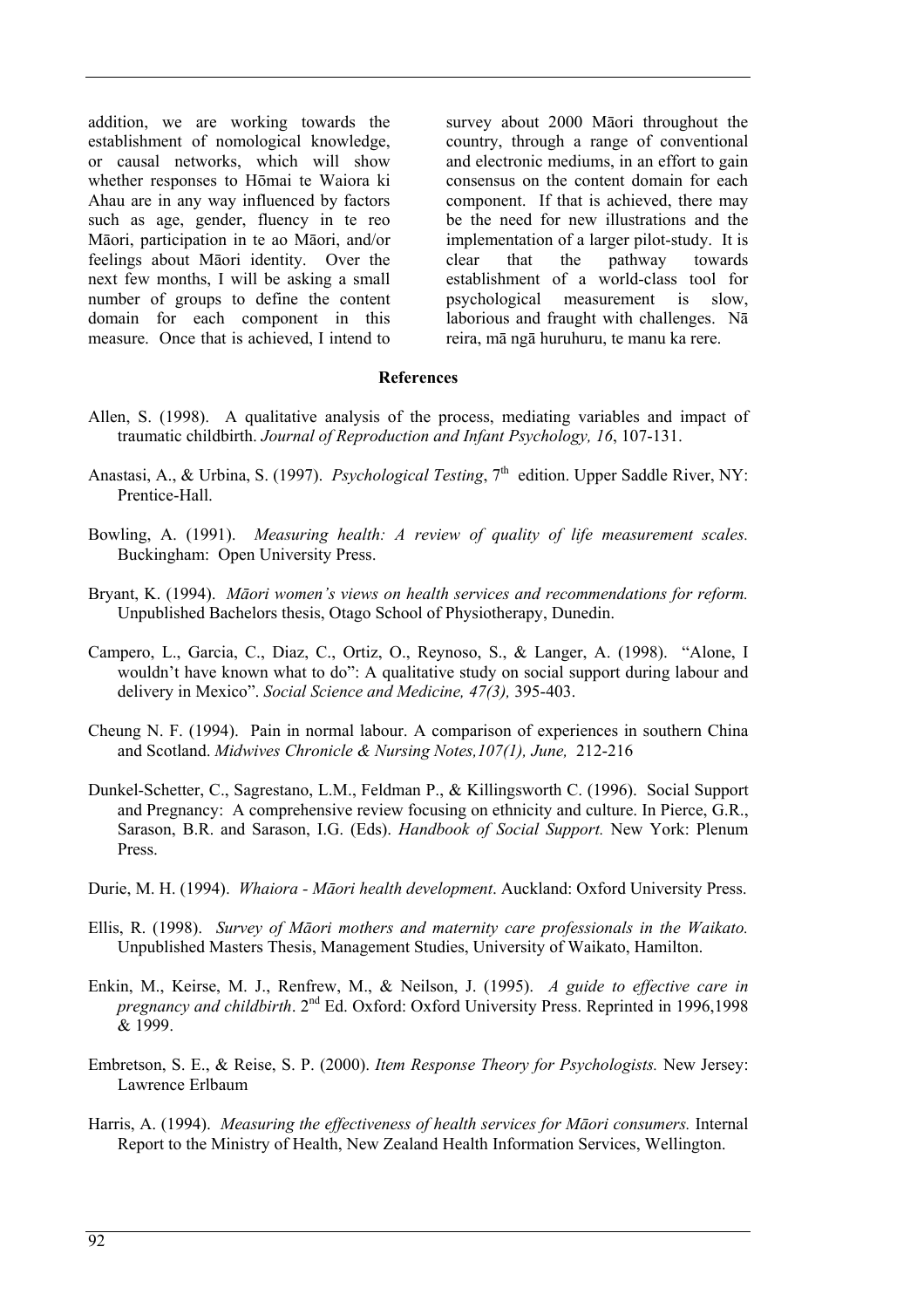addition, we are working towards the establishment of nomological knowledge, or causal networks, which will show whether responses to Hōmai te Waiora ki Ahau are in any way influenced by factors such as age, gender, fluency in te reo Māori, participation in te ao Māori, and/or feelings about Māori identity. Over the next few months, I will be asking a small number of groups to define the content domain for each component in this measure. Once that is achieved, I intend to survey about 2000 Māori throughout the country, through a range of conventional and electronic mediums, in an effort to gain consensus on the content domain for each component. If that is achieved, there may be the need for new illustrations and the implementation of a larger pilot-study. It is clear that the pathway towards establishment of a world-class tool for psychological measurement is slow, laborious and fraught with challenges. Nā reira, mā ngā huruhuru, te manu ka rere.

## References

Allen, S. (1998). A qualitative analysis of the process, mediating variables and impact of traumatic childbirth. *Journal of Reproduction and Infant Psychology, 16*, 107-131.

Anastasi, A., & Urbina, S. (1997). *Psychological Testing*, 7th edition. Upper Saddle River, NY: Prentice-Hall.

Bowling, A. (1991). *Measuring health: A review of quality of life measurement scales.* Buckingham: Open University Press.

Bryant, K. (1994). *Māori women's views on health services and recommendations for reform.* Unpublished Bachelors thesis, Otago School of Physiotherapy, Dunedin.

Campero, L., Garcia, C., Diaz, C., Ortiz, O., Reynoso, S., & Langer, A. (1998). "Alone, I wouldn't have known what to do": A qualitative study on social support during labour and delivery in Mexico". *Social Science and Medicine, 47(3),* 395-403.

Cheung N. F. (1994). Pain in normal labour. A comparison of experiences in southern China and Scotland. *Midwives Chronicle & Nursing Notes,107(1), June,* 212-216

Dunkel-Schetter, C., Sagrestano, L.M., Feldman P., & Killingsworth C. (1996). Social Support and Pregnancy: A comprehensive review focusing on ethnicity and culture. In Pierce, G.R., Sarason, B.R. and Sarason, I.G. (Eds). *Handbook of Social Support.* New York: Plenum Press.

Durie, M. H. (1994). *Whaiora - Māori health development*. Auckland: Oxford University Press.

Ellis, R. (1998). *Survey of Māori mothers and maternity care professionals in the Waikato.* Unpublished Masters Thesis, Management Studies, University of Waikato, Hamilton.

Enkin, M., Keirse, M. J., Renfrew, M., & Neilson, J. (1995). *A guide to effective care in pregnancy and childbirth*. 2nd Ed. Oxford: Oxford University Press. Reprinted in 1996,1998 & 1999.

Embretson, S. E., & Reise, S. P. (2000). *Item Response Theory for Psychologists.* New Jersey: Lawrence Erlbaum

Harris, A. (1994). *Measuring the effectiveness of health services for Māori consumers.* Internal Report to the Ministry of Health, New Zealand Health Information Services, Wellington.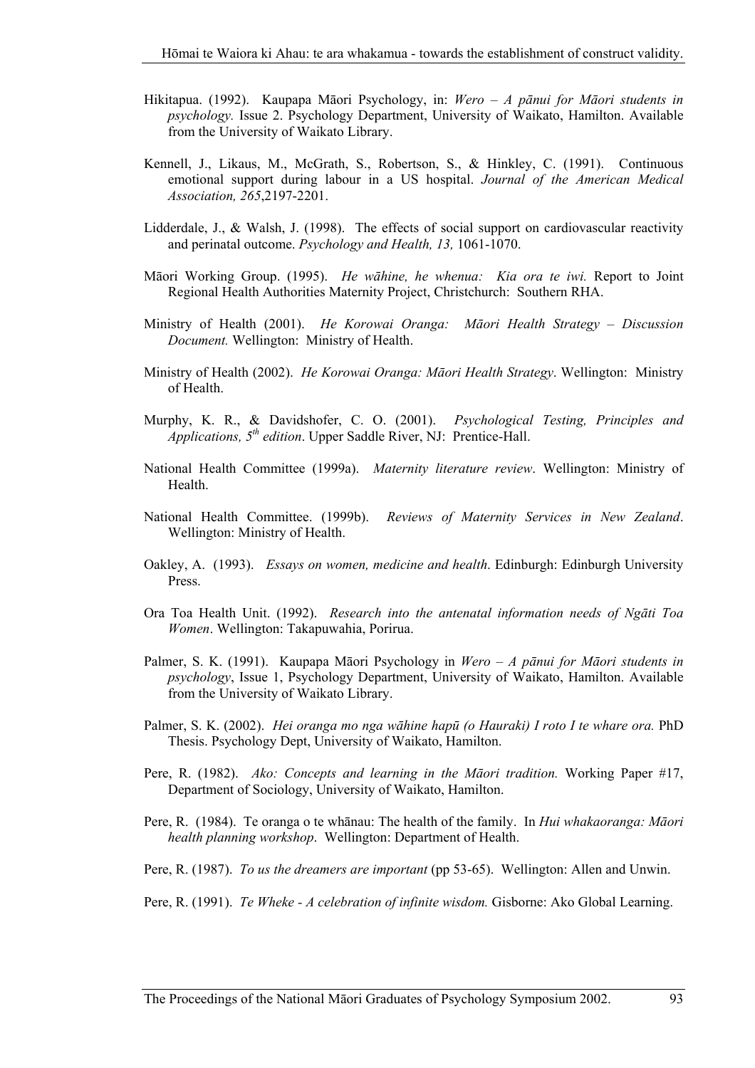Hikitapua. (1992). Kaupapa Māori Psychology, in: *Wero – A pānui for Māori students in psychology.* Issue 2. Psychology Department, University of Waikato, Hamilton. Available from the University of Waikato Library.

Kennell, J., Likaus, M., McGrath, S., Robertson, S., & Hinkley, C. (1991). Continuous emotional support during labour in a US hospital. *Journal of the American Medical Association, 265*,2197-2201.

Lidderdale, J., & Walsh, J. (1998). The effects of social support on cardiovascular reactivity and perinatal outcome. *Psychology and Health, 13,* 1061-1070.

Māori Working Group. (1995). *He wāhine, he whenua: Kia ora te iwi.* Report to Joint Regional Health Authorities Maternity Project, Christchurch: Southern RHA.

Ministry of Health (2001). *He Korowai Oranga: Māori Health Strategy – Discussion Document.* Wellington: Ministry of Health.

Ministry of Health (2002). *He Korowai Oranga: Māori Health Strategy*. Wellington: Ministry of Health.

Murphy, K. R., & Davidshofer, C. O. (2001). *Psychological Testing, Principles and Applications, 5th edition*. Upper Saddle River, NJ: Prentice-Hall.

National Health Committee (1999a). *Maternity literature review*. Wellington: Ministry of Health.

National Health Committee. (1999b). *Reviews of Maternity Services in New Zealand*. Wellington: Ministry of Health.

Oakley, A. (1993). *Essays on women, medicine and health*. Edinburgh: Edinburgh University Press.

Ora Toa Health Unit. (1992). *Research into the antenatal information needs of Ngāti Toa Women*. Wellington: Takapuwahia, Porirua.

Palmer, S. K. (1991). Kaupapa Māori Psychology in *Wero – A pānui for Māori students in psychology*, Issue 1, Psychology Department, University of Waikato, Hamilton. Available from the University of Waikato Library.

Palmer, S. K. (2002). *Hei oranga mo nga wāhine hapū (o Hauraki) I roto I te whare ora.* PhD Thesis. Psychology Dept, University of Waikato, Hamilton.

Pere, R. (1982). *Ako: Concepts and learning in the Māori tradition.* Working Paper #17, Department of Sociology, University of Waikato, Hamilton.

Pere, R. (1984). Te oranga o te whānau: The health of the family. In *Hui whakaoranga: Māori health planning workshop*. Wellington: Department of Health.

Pere, R. (1987). *To us the dreamers are important* (pp 53-65). Wellington: Allen and Unwin.

Pere, R. (1991). *Te Wheke - A celebration of infinite wisdom.* Gisborne: Ako Global Learning.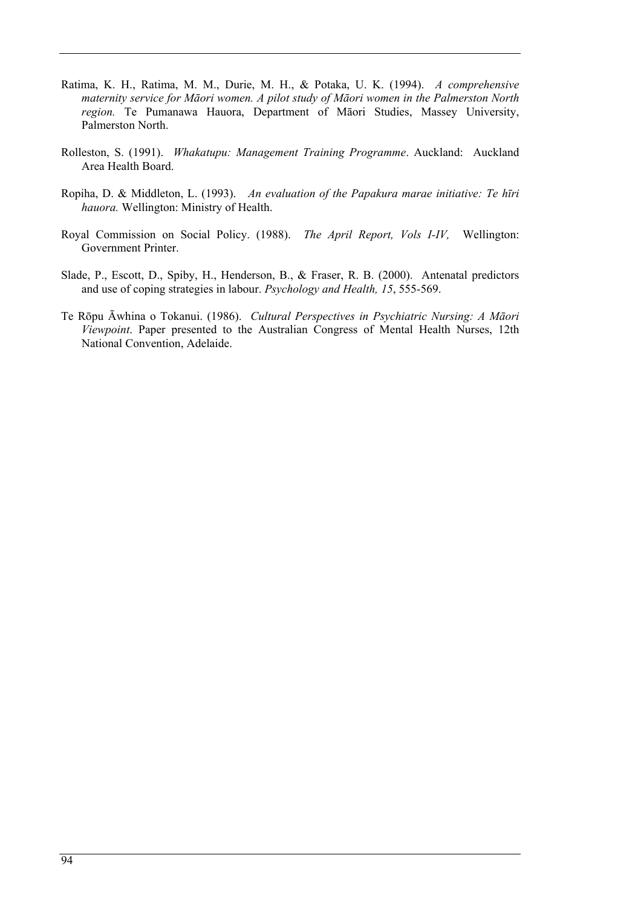Ratima, K. H., Ratima, M. M., Durie, M. H., & Potaka, U. K. (1994). *A comprehensive maternity service for Māori women. A pilot study of Māori women in the Palmerston North region.* Te Pumanawa Hauora, Department of Māori Studies, Massey University, Palmerston North.

Rolleston, S. (1991). *Whakatupu: Management Training Programme*. Auckland: Auckland Area Health Board.

Ropiha, D. & Middleton, L. (1993). *An evaluation of the Papakura marae initiative: Te hīri hauora.* Wellington: Ministry of Health.

Royal Commission on Social Policy. (1988). *The April Report, Vols I-IV,* Wellington: Government Printer.

Slade, P., Escott, D., Spiby, H., Henderson, B., & Fraser, R. B. (2000). Antenatal predictors and use of coping strategies in labour. *Psychology and Health, 15*, 555-569.

Te Rōpu Āwhina o Tokanui. (1986). *Cultural Perspectives in Psychiatric Nursing: A Māori Viewpoint*. Paper presented to the Australian Congress of Mental Health Nurses, 12th National Convention, Adelaide.